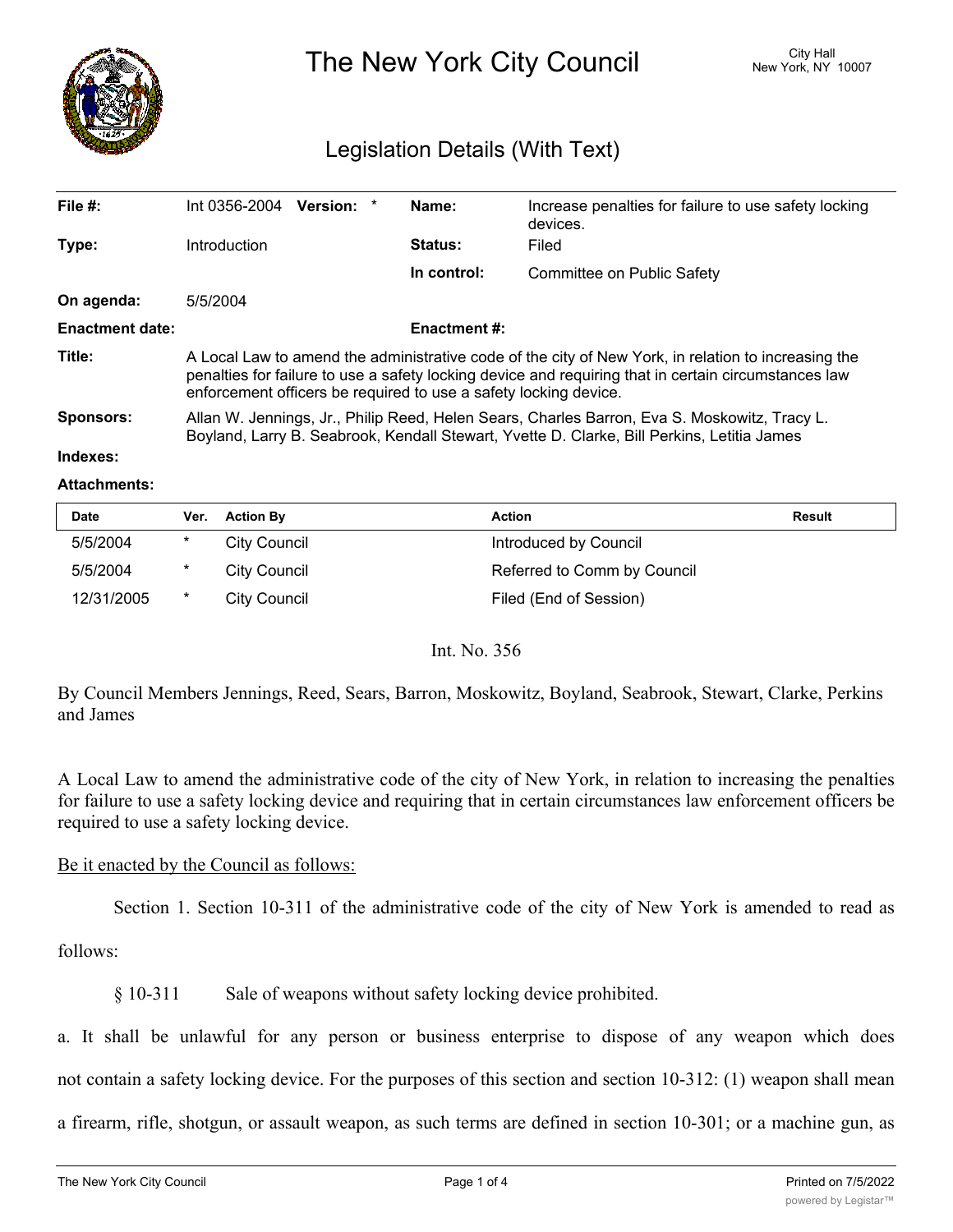# The New York City Council

City Hall
New York, NY 10007

## Legislation Details (With Text)

| | | | |
|---|---|---|---|
| **File #:** | Int 0356-2004 **Version:** * | **Name:** | Increase penalties for failure to use safety locking devices. |
| **Type:** | Introduction | **Status:** | Filed |
| | | **In control:** | Committee on Public Safety |
| **On agenda:** | 5/5/2004 | | |
| **Enactment date:** | | **Enactment #:** | |

**Title:** A Local Law to amend the administrative code of the city of New York, in relation to increasing the penalties for failure to use a safety locking device and requiring that in certain circumstances law enforcement officers be required to use a safety locking device.

**Sponsors:** Allan W. Jennings, Jr., Philip Reed, Helen Sears, Charles Barron, Eva S. Moskowitz, Tracy L. Boyland, Larry B. Seabrook, Kendall Stewart, Yvette D. Clarke, Bill Perkins, Letitia James

**Indexes:**

**Attachments:**

| Date | Ver. | Action By | Action | Result |
|---|---|---|---|---|
| 5/5/2004 | * | City Council | Introduced by Council | |
| 5/5/2004 | * | City Council | Referred to Comm by Council | |
| 12/31/2005 | * | City Council | Filed (End of Session) | |

Int. No. 356

By Council Members Jennings, Reed, Sears, Barron, Moskowitz, Boyland, Seabrook, Stewart, Clarke, Perkins and James

A Local Law to amend the administrative code of the city of New York, in relation to increasing the penalties for failure to use a safety locking device and requiring that in certain circumstances law enforcement officers be required to use a safety locking device.

Be it enacted by the Council as follows:

Section 1. Section 10-311 of the administrative code of the city of New York is amended to read as follows:

§ 10-311 Sale of weapons without safety locking device prohibited.

a. It shall be unlawful for any person or business enterprise to dispose of any weapon which does not contain a safety locking device. For the purposes of this section and section 10-312: (1) weapon shall mean a firearm, rifle, shotgun, or assault weapon, as such terms are defined in section 10-301; or a machine gun, as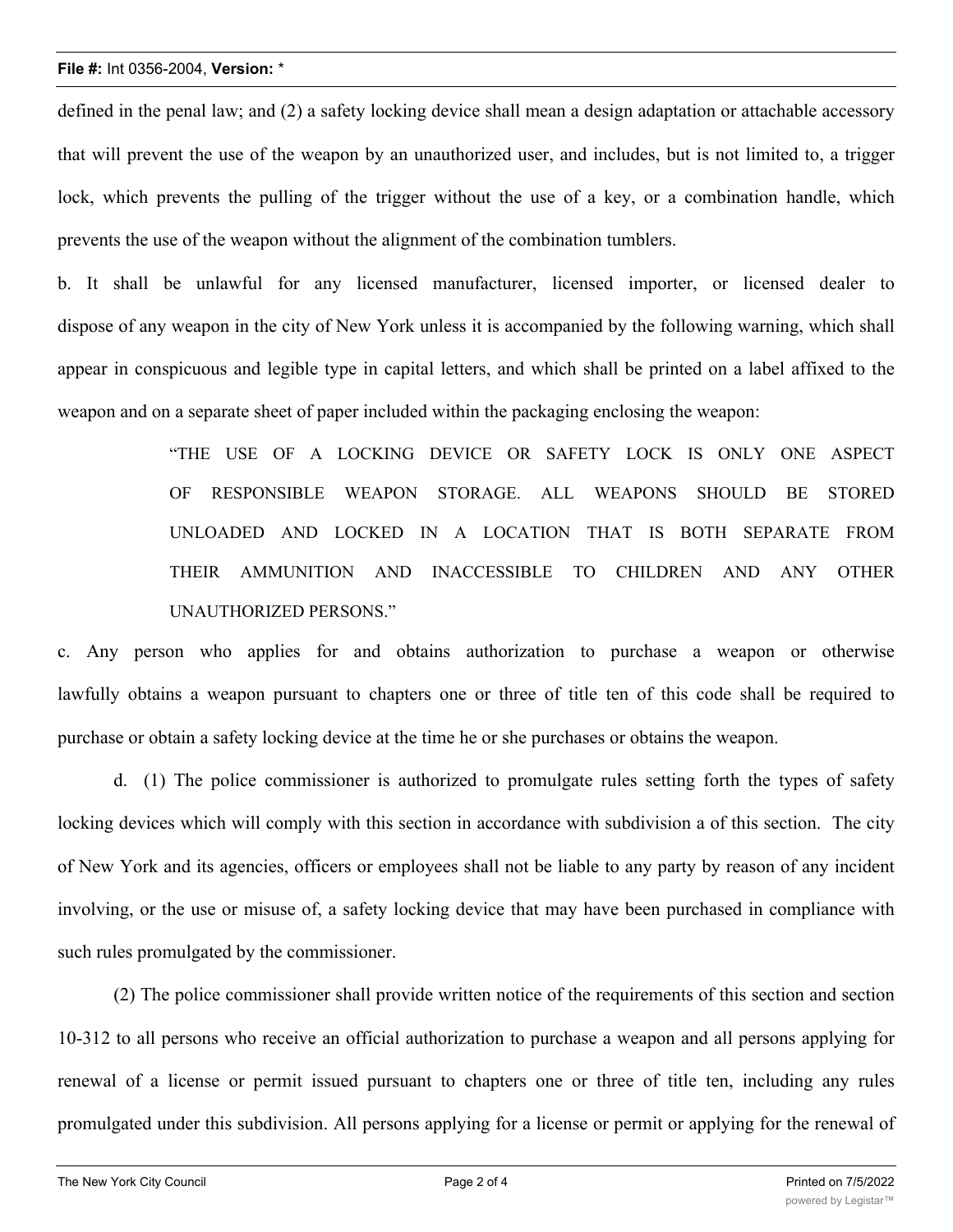defined in the penal law; and (2) a safety locking device shall mean a design adaptation or attachable accessory that will prevent the use of the weapon by an unauthorized user, and includes, but is not limited to, a trigger lock, which prevents the pulling of the trigger without the use of a key, or a combination handle, which prevents the use of the weapon without the alignment of the combination tumblers.

b. It shall be unlawful for any licensed manufacturer, licensed importer, or licensed dealer to dispose of any weapon in the city of New York unless it is accompanied by the following warning, which shall appear in conspicuous and legible type in capital letters, and which shall be printed on a label affixed to the weapon and on a separate sheet of paper included within the packaging enclosing the weapon:

> "THE USE OF A LOCKING DEVICE OR SAFETY LOCK IS ONLY ONE ASPECT OF RESPONSIBLE WEAPON STORAGE. ALL WEAPONS SHOULD BE STORED UNLOADED AND LOCKED IN A LOCATION THAT IS BOTH SEPARATE FROM THEIR AMMUNITION AND INACCESSIBLE TO CHILDREN AND ANY OTHER UNAUTHORIZED PERSONS."

c. Any person who applies for and obtains authorization to purchase a weapon or otherwise lawfully obtains a weapon pursuant to chapters one or three of title ten of this code shall be required to purchase or obtain a safety locking device at the time he or she purchases or obtains the weapon.

d. (1) The police commissioner is authorized to promulgate rules setting forth the types of safety locking devices which will comply with this section in accordance with subdivision a of this section. The city of New York and its agencies, officers or employees shall not be liable to any party by reason of any incident involving, or the use or misuse of, a safety locking device that may have been purchased in compliance with such rules promulgated by the commissioner.

(2) The police commissioner shall provide written notice of the requirements of this section and section 10-312 to all persons who receive an official authorization to purchase a weapon and all persons applying for renewal of a license or permit issued pursuant to chapters one or three of title ten, including any rules promulgated under this subdivision. All persons applying for a license or permit or applying for the renewal of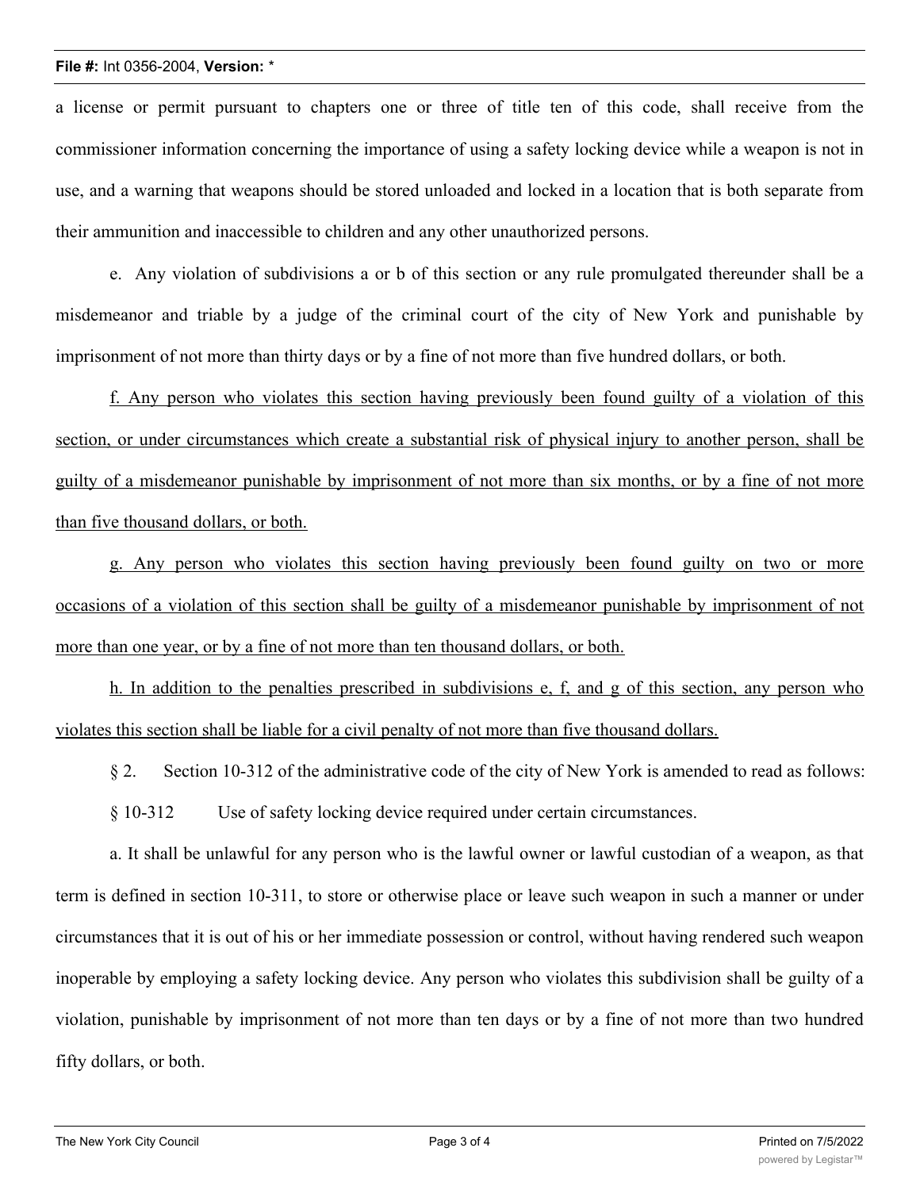a license or permit pursuant to chapters one or three of title ten of this code, shall receive from the commissioner information concerning the importance of using a safety locking device while a weapon is not in use, and a warning that weapons should be stored unloaded and locked in a location that is both separate from their ammunition and inaccessible to children and any other unauthorized persons.

e. Any violation of subdivisions a or b of this section or any rule promulgated thereunder shall be a misdemeanor and triable by a judge of the criminal court of the city of New York and punishable by imprisonment of not more than thirty days or by a fine of not more than five hundred dollars, or both.

<u>f. Any person who violates this section having previously been found guilty of a violation of this section, or under circumstances which create a substantial risk of physical injury to another person, shall be guilty of a misdemeanor punishable by imprisonment of not more than six months, or by a fine of not more than five thousand dollars, or both.</u>

<u>g. Any person who violates this section having previously been found guilty on two or more occasions of a violation of this section shall be guilty of a misdemeanor punishable by imprisonment of not more than one year, or by a fine of not more than ten thousand dollars, or both.</u>

<u>h. In addition to the penalties prescribed in subdivisions e, f, and g of this section, any person who violates this section shall be liable for a civil penalty of not more than five thousand dollars.</u>

§ 2. Section 10-312 of the administrative code of the city of New York is amended to read as follows:

§ 10-312 Use of safety locking device required under certain circumstances.

a. It shall be unlawful for any person who is the lawful owner or lawful custodian of a weapon, as that term is defined in section 10-311, to store or otherwise place or leave such weapon in such a manner or under circumstances that it is out of his or her immediate possession or control, without having rendered such weapon inoperable by employing a safety locking device. Any person who violates this subdivision shall be guilty of a violation, punishable by imprisonment of not more than ten days or by a fine of not more than two hundred fifty dollars, or both.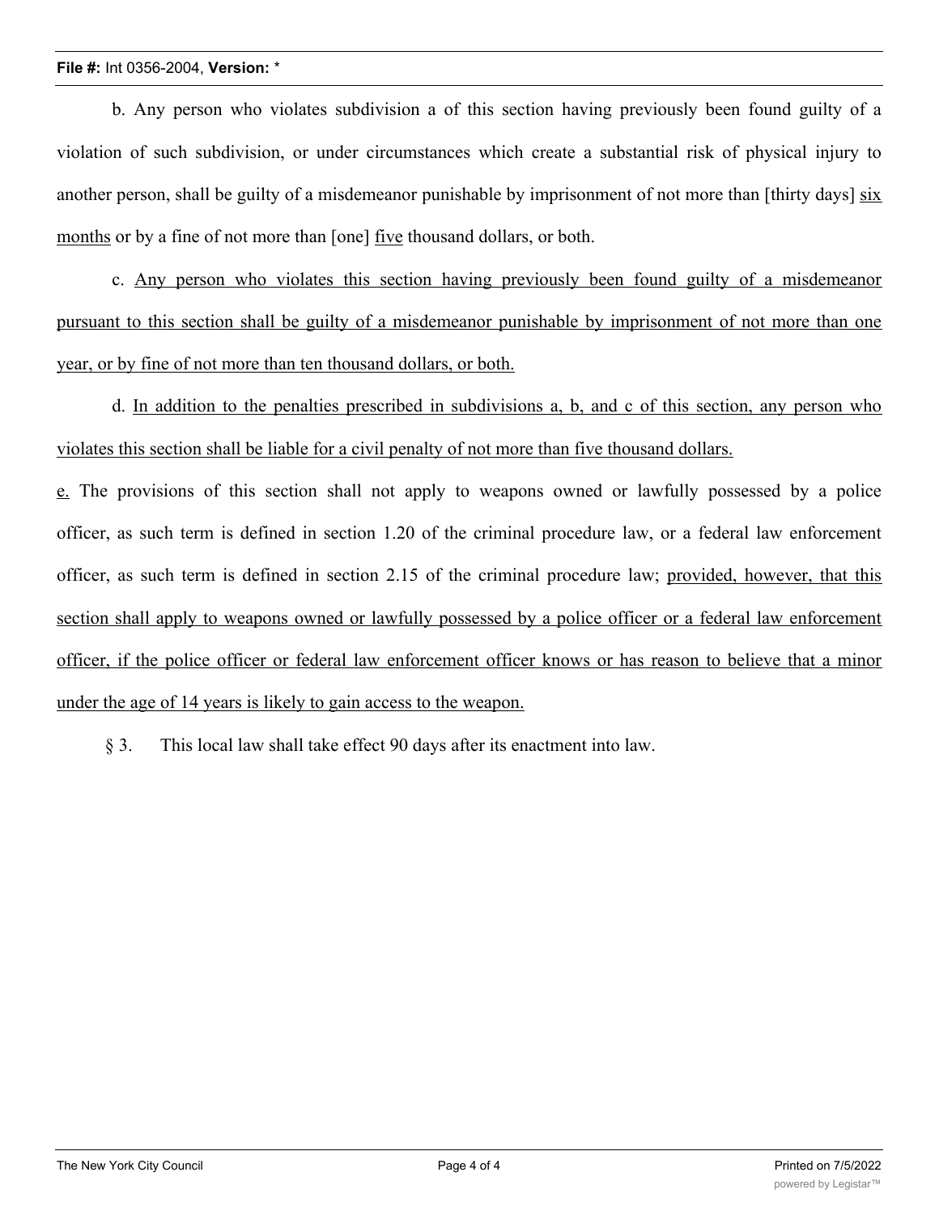b. Any person who violates subdivision a of this section having previously been found guilty of a violation of such subdivision, or under circumstances which create a substantial risk of physical injury to another person, shall be guilty of a misdemeanor punishable by imprisonment of not more than [thirty days] six months or by a fine of not more than [one] five thousand dollars, or both.

c. Any person who violates this section having previously been found guilty of a misdemeanor pursuant to this section shall be guilty of a misdemeanor punishable by imprisonment of not more than one year, or by fine of not more than ten thousand dollars, or both.

d. In addition to the penalties prescribed in subdivisions a, b, and c of this section, any person who violates this section shall be liable for a civil penalty of not more than five thousand dollars.

e. The provisions of this section shall not apply to weapons owned or lawfully possessed by a police officer, as such term is defined in section 1.20 of the criminal procedure law, or a federal law enforcement officer, as such term is defined in section 2.15 of the criminal procedure law; provided, however, that this section shall apply to weapons owned or lawfully possessed by a police officer or a federal law enforcement officer, if the police officer or federal law enforcement officer knows or has reason to believe that a minor under the age of 14 years is likely to gain access to the weapon.

§ 3. This local law shall take effect 90 days after its enactment into law.